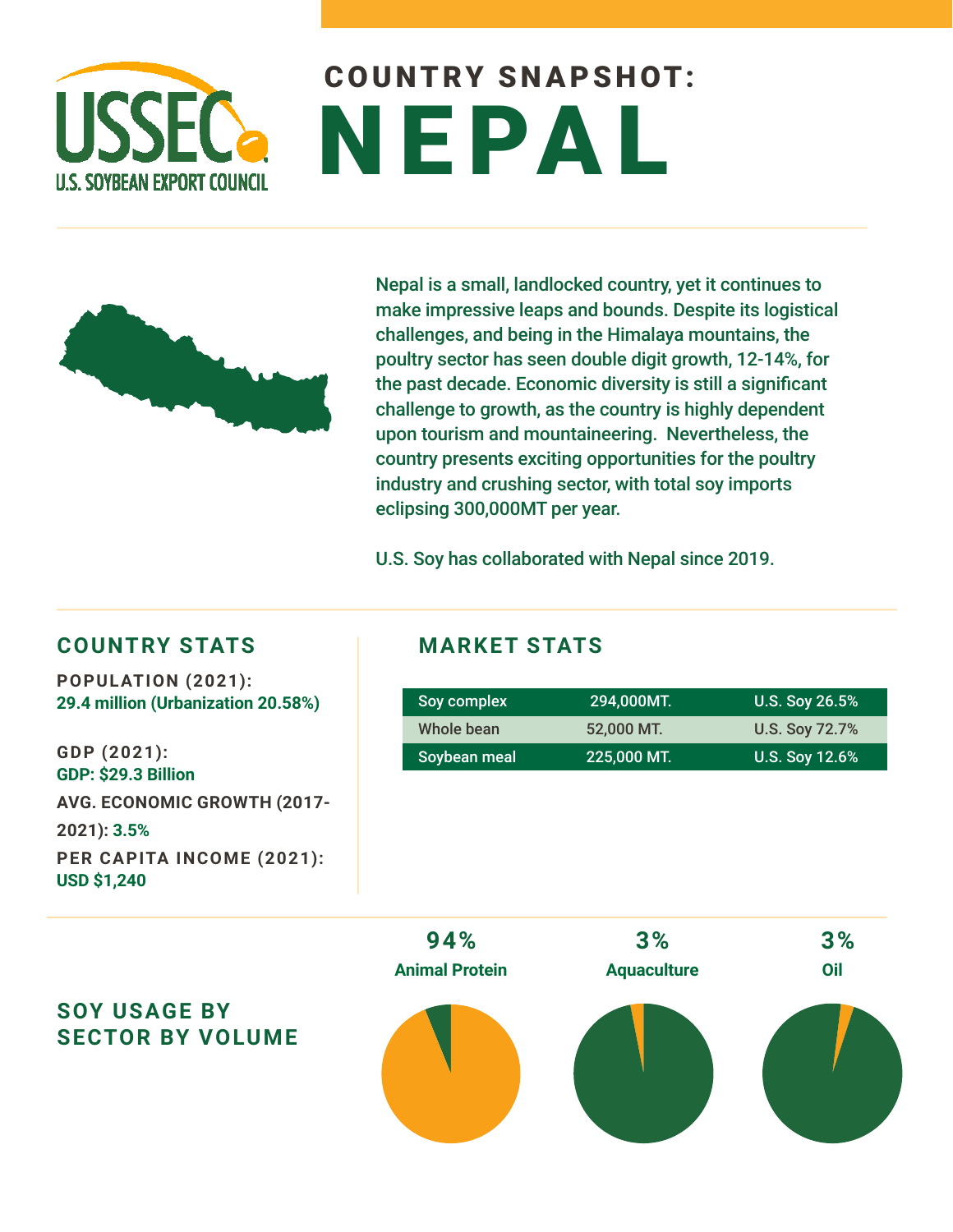# COUNTRY SNAPSHOT: NEPAL

Nepal is a small, landlocked country, yet it continues to make impressive leaps and bounds. Despite its logistical challenges, and being in the Himalaya mountains, the poultry sector has seen double digit growth, 12-14%, for the past decade. Economic diversity is still a significant challenge to growth, as the country is highly dependent upon tourism and mountaineering. Nevertheless, the country presents exciting opportunities for the poultry industry and crushing sector, with total soy imports eclipsing 300,000MT per year.

U.S. Soy has collaborated with Nepal since 2019.

## COUNTRY STATS

**POPULATION (2021):**
**29.4 million (Urbanization 20.58%)**

**GDP (2021):**
**GDP: $29.3 Billion**

**AVG. ECONOMIC GROWTH (2017-2021): 3.5%**

**PER CAPITA INCOME (2021):**
**USD $1,240**

## MARKET STATS

| | | |
|---|---|---|
| Soy complex | 294,000MT. | U.S. Soy 26.5% |
| Whole bean | 52,000 MT. | U.S. Soy 72.7% |
| Soybean meal | 225,000 MT. | U.S. Soy 12.6% |

## SOY USAGE BY SECTOR BY VOLUME

| 94% | 3% | 3% |
|---|---|---|
| Animal Protein | Aquaculture | Oil |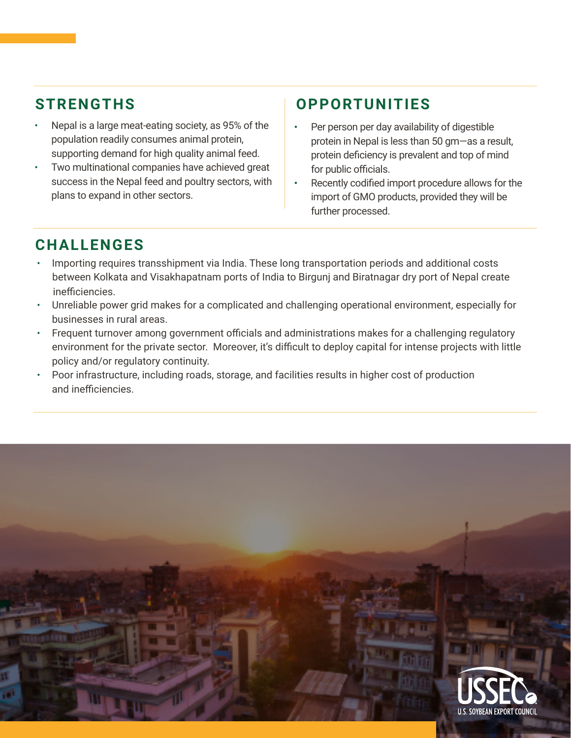## STRENGTHS

- Nepal is a large meat-eating society, as 95% of the population readily consumes animal protein, supporting demand for high quality animal feed.
- Two multinational companies have achieved great success in the Nepal feed and poultry sectors, with plans to expand in other sectors.

## OPPORTUNITIES

- Per person per day availability of digestible protein in Nepal is less than 50 gm—as a result, protein deficiency is prevalent and top of mind for public officials.
- Recently codified import procedure allows for the import of GMO products, provided they will be further processed.

## CHALLENGES

- Importing requires transshipment via India. These long transportation periods and additional costs between Kolkata and Visakhapatnam ports of India to Birgunj and Biratnagar dry port of Nepal create inefficiencies.
- Unreliable power grid makes for a complicated and challenging operational environment, especially for businesses in rural areas.
- Frequent turnover among government officials and administrations makes for a challenging regulatory environment for the private sector. Moreover, it's difficult to deploy capital for intense projects with little policy and/or regulatory continuity.
- Poor infrastructure, including roads, storage, and facilities results in higher cost of production and inefficiencies.

USSEC
U.S. SOYBEAN EXPORT COUNCIL